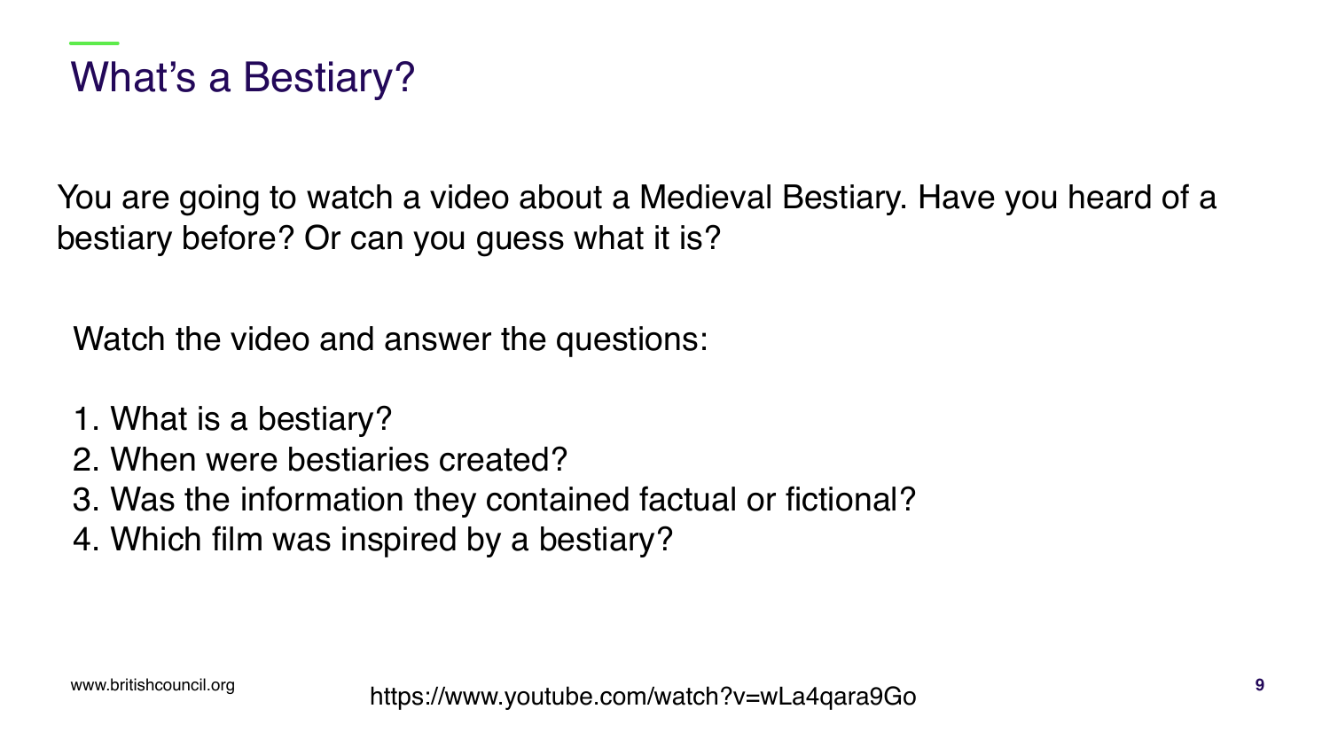# What's a Bestiary?

You are going to watch a video about a Medieval Bestiary. Have you heard of a bestiary before? Or can you guess what it is?

Watch the video and answer the questions:

1. What is a bestiary?
2. When were bestiaries created?
3. Was the information they contained factual or fictional?
4. Which film was inspired by a bestiary?

www.britishcouncil.org

https://www.youtube.com/watch?v=wLa4qara9Go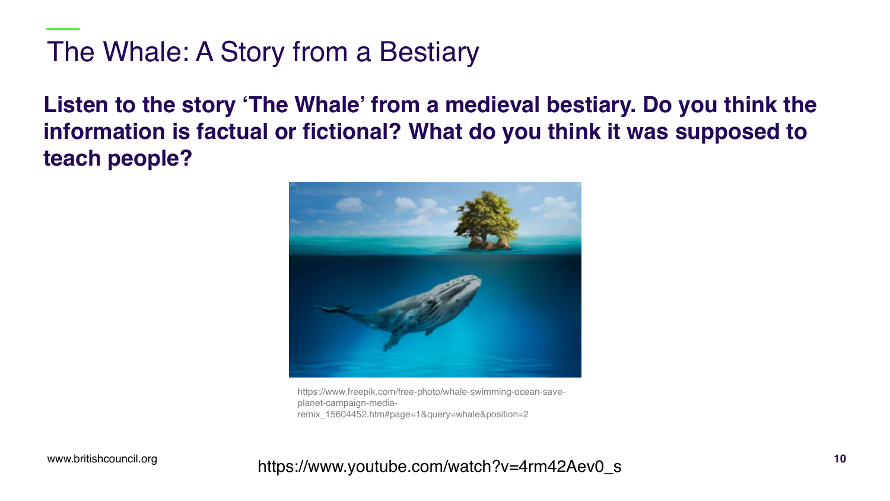# The Whale: A Story from a Bestiary

**Listen to the story 'The Whale' from a medieval bestiary. Do you think the information is factual or fictional? What do you think it was supposed to teach people?**

https://www.freepik.com/free-photo/whale-swimming-ocean-save-planet-campaign-media-remix_15604452.htm#page=1&query=whale&position=2

https://www.youtube.com/watch?v=4rm42Aev0_s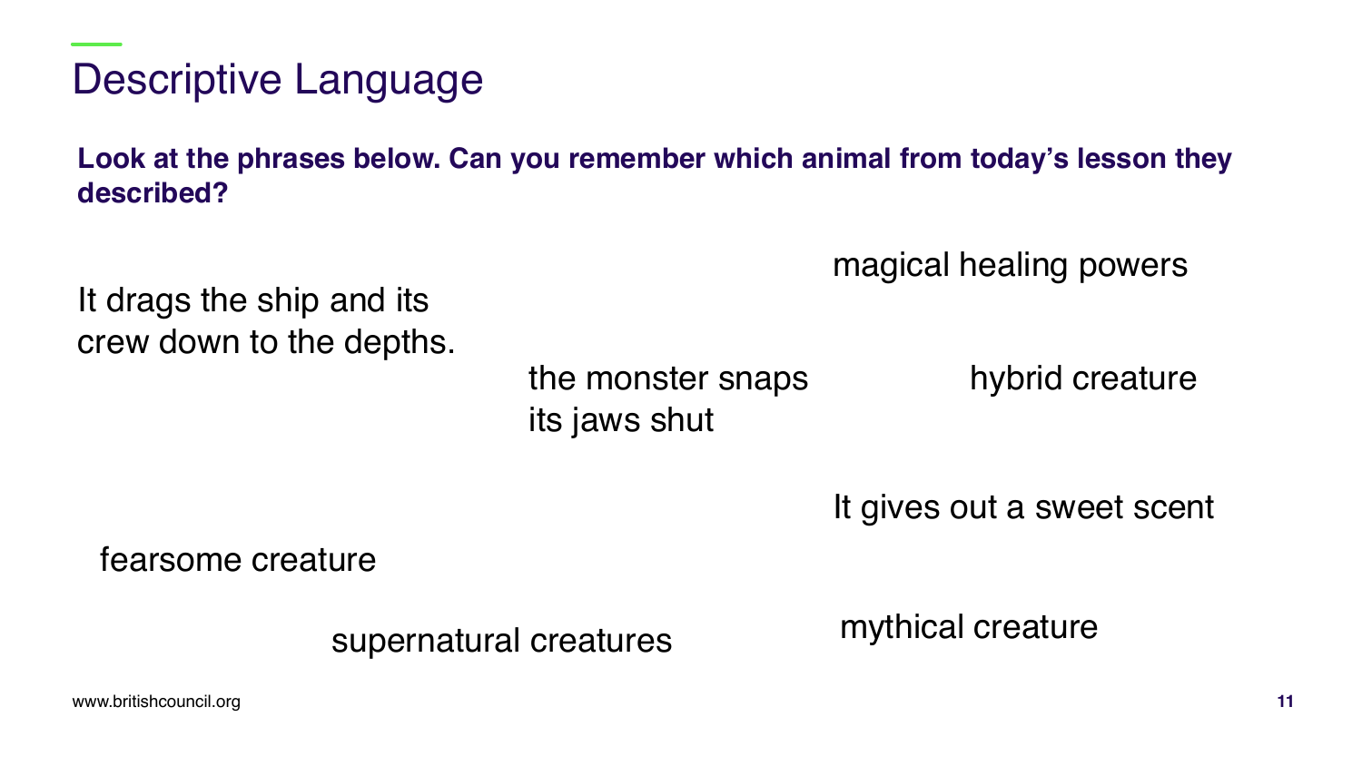# Descriptive Language

**Look at the phrases below. Can you remember which animal from today's lesson they described?**

magical healing powers

It drags the ship and its crew down to the depths.

the monster snaps its jaws shut

hybrid creature

It gives out a sweet scent

fearsome creature

mythical creature

supernatural creatures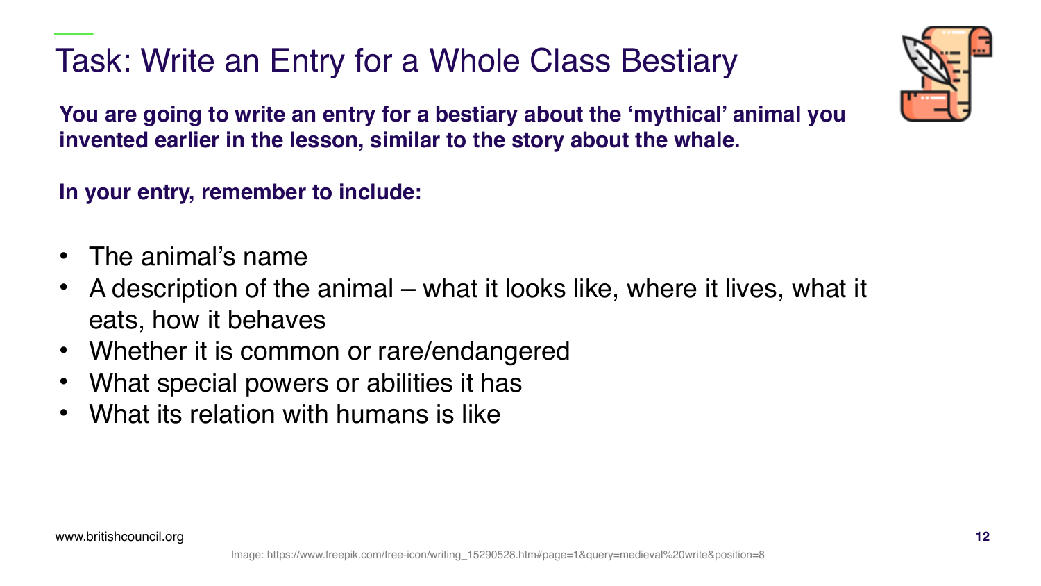# Task: Write an Entry for a Whole Class Bestiary

**You are going to write an entry for a bestiary about the 'mythical' animal you invented earlier in the lesson, similar to the story about the whale.**

**In your entry, remember to include:**

- The animal's name
- A description of the animal – what it looks like, where it lives, what it eats, how it behaves
- Whether it is common or rare/endangered
- What special powers or abilities it has
- What its relation with humans is like

Image: https://www.freepik.com/free-icon/writing_15290528.htm#page=1&query=medieval%20write&position=8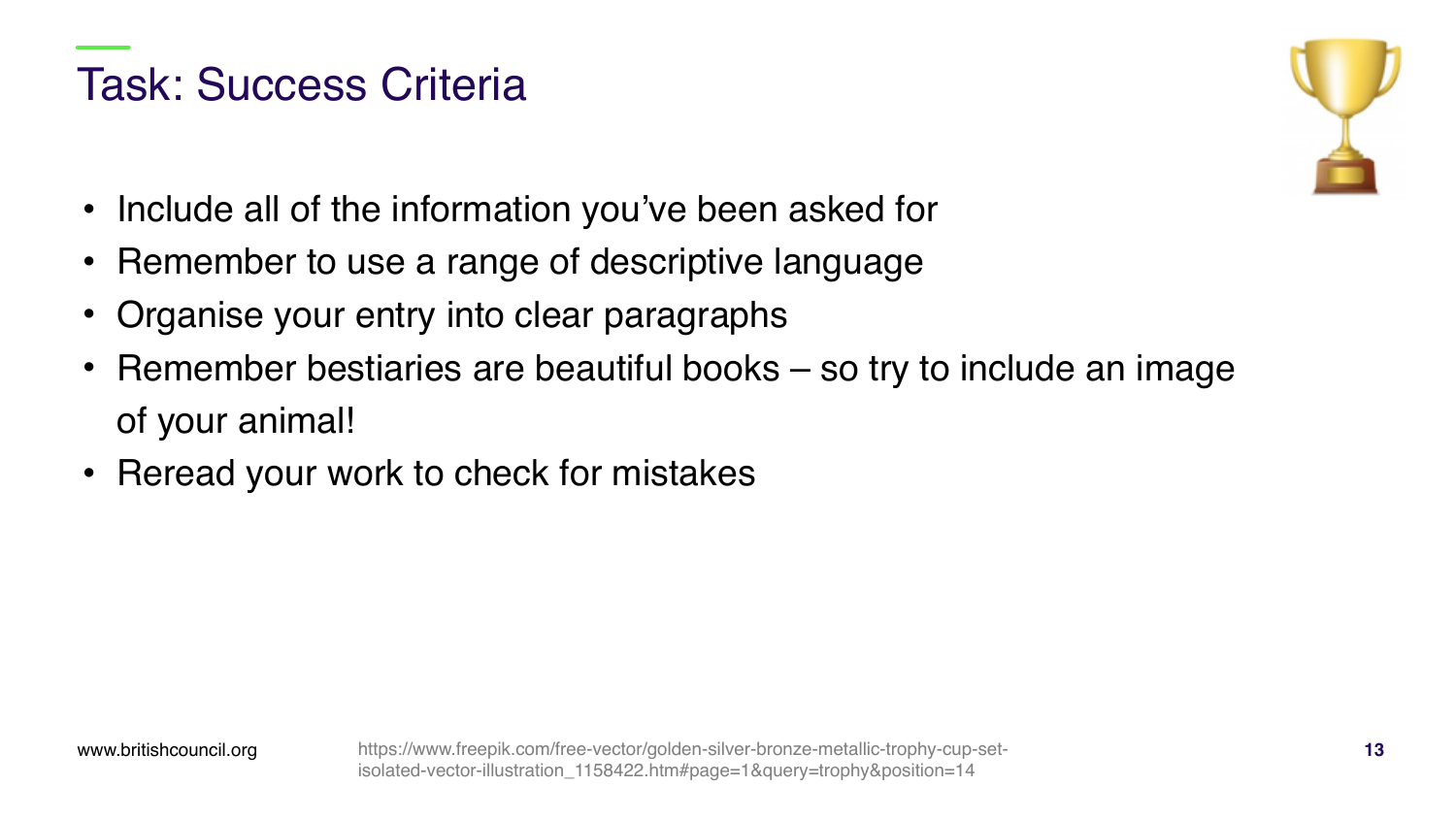# Task: Success Criteria

- Include all of the information you've been asked for
- Remember to use a range of descriptive language
- Organise your entry into clear paragraphs
- Remember bestiaries are beautiful books – so try to include an image of your animal!
- Reread your work to check for mistakes

https://www.freepik.com/free-vector/golden-silver-bronze-metallic-trophy-cup-set-isolated-vector-illustration_1158422.htm#page=1&query=trophy&position=14